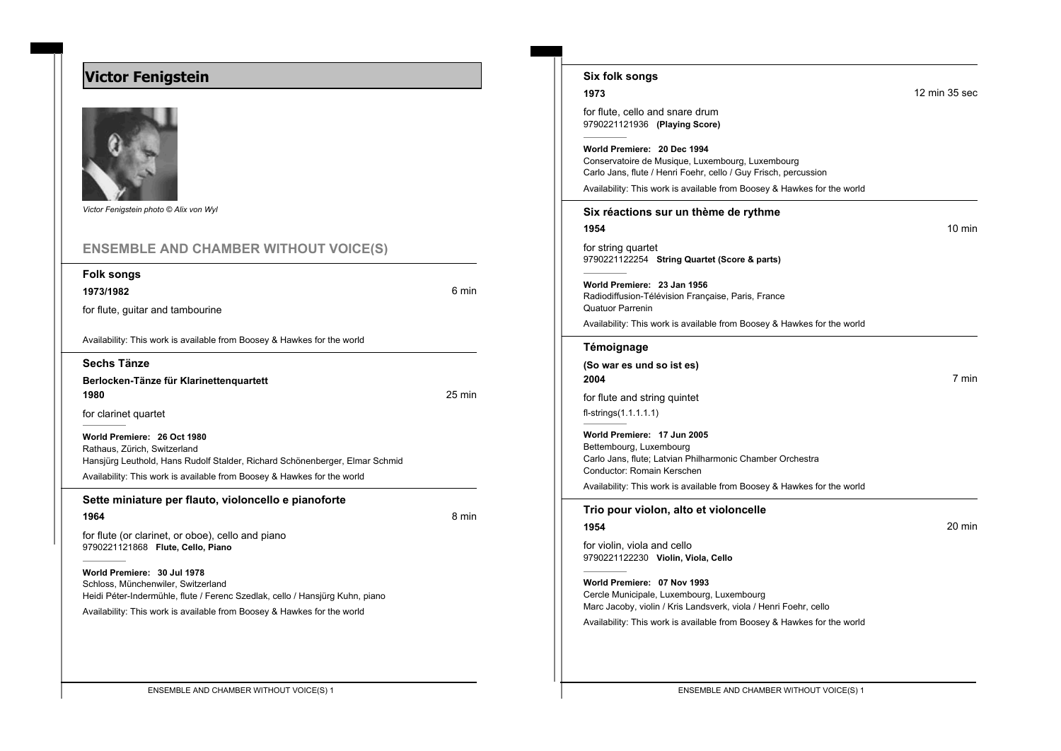# Victor Fenigstein

*Victor Fenigstein photo © Alix von Wyl*

## ENSEMBLE AND CHAMBER WITHOUT VOICE(S)

### Folk songs

**1973/1982** — 6 min

for flute, guitar and tambourine

Availability: This work is available from Boosey & Hawkes for the world

### Sechs Tänze

**Berlocken-Tänze für Klarinettenquartett**

**1980** — 25 min

for clarinet quartet

**World Premiere: 26 Oct 1980**
Rathaus, Zürich, Switzerland
Hansjürg Leuthold, Hans Rudolf Stalder, Richard Schönenberger, Elmar Schmid

Availability: This work is available from Boosey & Hawkes for the world

### Sette miniature per flauto, violoncello e pianoforte

**1964** — 8 min

for flute (or clarinet, or oboe), cello and piano
9790221121868 **Flute, Cello, Piano**

**World Premiere: 30 Jul 1978**
Schloss, Münchenwiler, Switzerland
Heidi Péter-Indermühle, flute / Ferenc Szedlak, cello / Hansjürg Kuhn, piano

Availability: This work is available from Boosey & Hawkes for the world

### Six folk songs

**1973** — 12 min 35 sec

for flute, cello and snare drum
9790221121936 **(Playing Score)**

**World Premiere: 20 Dec 1994**
Conservatoire de Musique, Luxembourg, Luxembourg
Carlo Jans, flute / Henri Foehr, cello / Guy Frisch, percussion

Availability: This work is available from Boosey & Hawkes for the world

### Six réactions sur un thème de rythme

**1954** — 10 min

for string quartet
9790221122254 **String Quartet (Score & parts)**

**World Premiere: 23 Jan 1956**
Radiodiffusion-Télévision Française, Paris, France
Quatuor Parrenin

Availability: This work is available from Boosey & Hawkes for the world

### Témoignage

**(So war es und so ist es)**

**2004** — 7 min

for flute and string quintet
fl-strings(1.1.1.1.1)

**World Premiere: 17 Jun 2005**
Bettembourg, Luxembourg
Carlo Jans, flute; Latvian Philharmonic Chamber Orchestra
Conductor: Romain Kerschen

Availability: This work is available from Boosey & Hawkes for the world

### Trio pour violon, alto et violoncelle

**1954** — 20 min

for violin, viola and cello
9790221122230 **Violin, Viola, Cello**

**World Premiere: 07 Nov 1993**
Cercle Municipale, Luxembourg, Luxembourg
Marc Jacoby, violin / Kris Landsverk, viola / Henri Foehr, cello

Availability: This work is available from Boosey & Hawkes for the world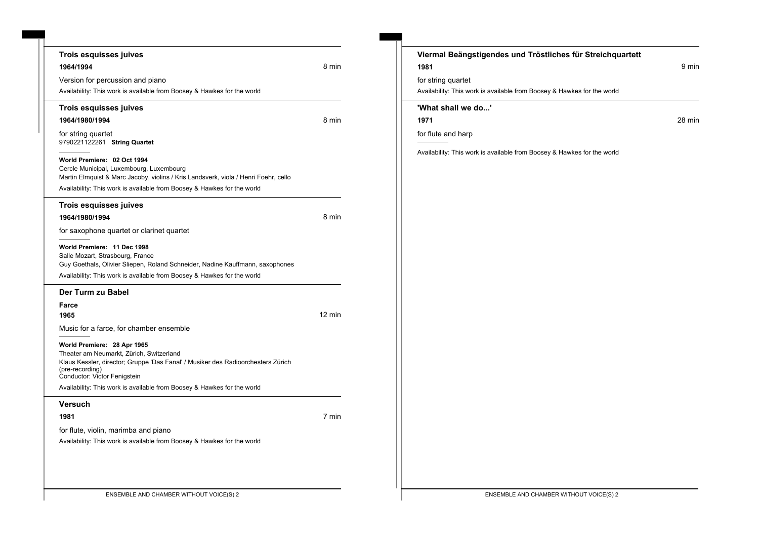### Trois esquisses juives

**1964/1994** — 8 min

Version for percussion and piano

Availability: This work is available from Boosey & Hawkes for the world

### Trois esquisses juives

**1964/1980/1994** — 8 min

for string quartet
9790221122261 **String Quartet**

**World Premiere: 02 Oct 1994**
Cercle Municipal, Luxembourg, Luxembourg
Martin Elmquist & Marc Jacoby, violins / Kris Landsverk, viola / Henri Foehr, cello

Availability: This work is available from Boosey & Hawkes for the world

### Trois esquisses juives

**1964/1980/1994** — 8 min

for saxophone quartet or clarinet quartet

**World Premiere: 11 Dec 1998**
Salle Mozart, Strasbourg, France
Guy Goethals, Olivier Sliepen, Roland Schneider, Nadine Kauffmann, saxophones

Availability: This work is available from Boosey & Hawkes for the world

### Der Turm zu Babel

**Farce**

**1965** — 12 min

Music for a farce, for chamber ensemble

**World Premiere: 28 Apr 1965**
Theater am Neumarkt, Zürich, Switzerland
Klaus Kessler, director; Gruppe 'Das Fanal' / Musiker des Radioorchesters Zürich (pre-recording)
Conductor: Victor Fenigstein

Availability: This work is available from Boosey & Hawkes for the world

### Versuch

**1981** — 7 min

for flute, violin, marimba and piano

Availability: This work is available from Boosey & Hawkes for the world

### Viermal Beängstigendes und Tröstliches für Streichquartett

**1981** — 9 min

for string quartet

Availability: This work is available from Boosey & Hawkes for the world

### 'What shall we do...'

**1971** — 28 min

for flute and harp

Availability: This work is available from Boosey & Hawkes for the world